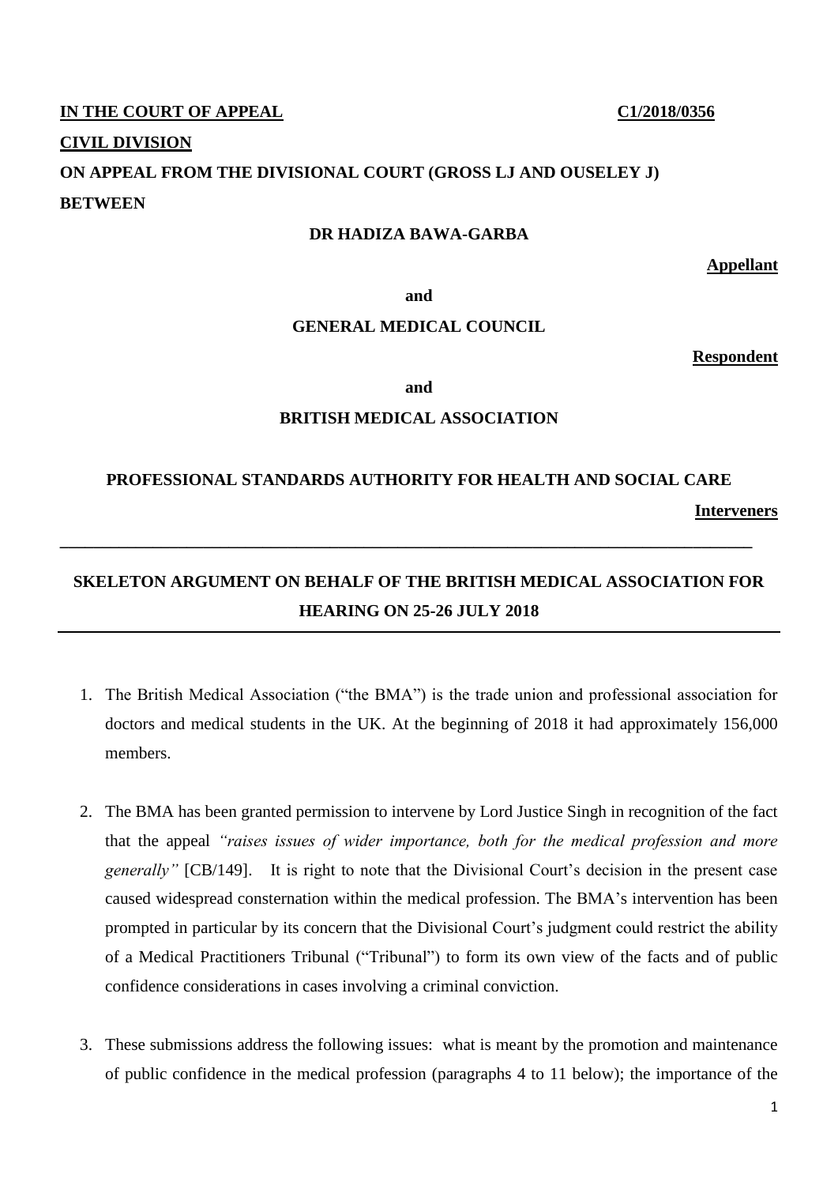**IN THE COURT OF APPEAL** **C1/2018/0356**

**CIVIL DIVISION**

**ON APPEAL FROM THE DIVISIONAL COURT (GROSS LJ AND OUSELEY J)**

**BETWEEN**

**DR HADIZA BAWA-GARBA**

**Appellant**

**and**

**GENERAL MEDICAL COUNCIL**

**Respondent**

**and**

**BRITISH MEDICAL ASSOCIATION**

**PROFESSIONAL STANDARDS AUTHORITY FOR HEALTH AND SOCIAL CARE**

**Interveners**

---

## SKELETON ARGUMENT ON BEHALF OF THE BRITISH MEDICAL ASSOCIATION FOR HEARING ON 25-26 JULY 2018

---

1. The British Medical Association ("the BMA") is the trade union and professional association for doctors and medical students in the UK. At the beginning of 2018 it had approximately 156,000 members.

2. The BMA has been granted permission to intervene by Lord Justice Singh in recognition of the fact that the appeal *"raises issues of wider importance, both for the medical profession and more generally"* [CB/149]. It is right to note that the Divisional Court's decision in the present case caused widespread consternation within the medical profession. The BMA's intervention has been prompted in particular by its concern that the Divisional Court's judgment could restrict the ability of a Medical Practitioners Tribunal ("Tribunal") to form its own view of the facts and of public confidence considerations in cases involving a criminal conviction.

3. These submissions address the following issues: what is meant by the promotion and maintenance of public confidence in the medical profession (paragraphs 4 to 11 below); the importance of the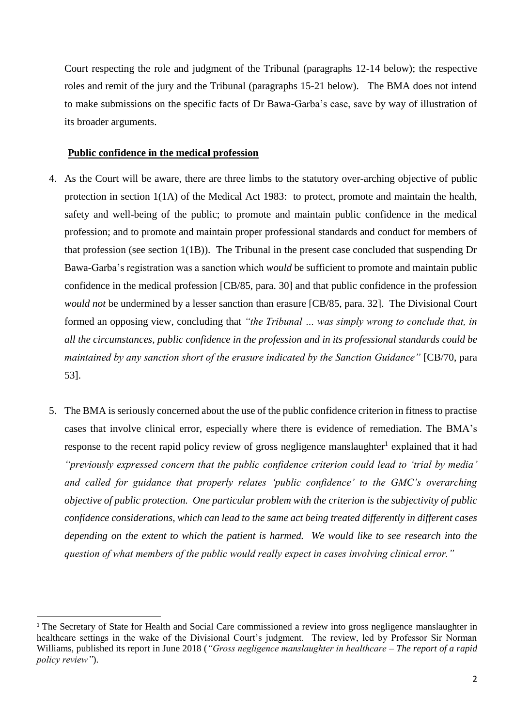Court respecting the role and judgment of the Tribunal (paragraphs 12-14 below); the respective roles and remit of the jury and the Tribunal (paragraphs 15-21 below). The BMA does not intend to make submissions on the specific facts of Dr Bawa-Garba's case, save by way of illustration of its broader arguments.

**Public confidence in the medical profession**

4. As the Court will be aware, there are three limbs to the statutory over-arching objective of public protection in section 1(1A) of the Medical Act 1983: to protect, promote and maintain the health, safety and well-being of the public; to promote and maintain public confidence in the medical profession; and to promote and maintain proper professional standards and conduct for members of that profession (see section 1(1B)). The Tribunal in the present case concluded that suspending Dr Bawa-Garba's registration was a sanction which *would* be sufficient to promote and maintain public confidence in the medical profession [CB/85, para. 30] and that public confidence in the profession *would not* be undermined by a lesser sanction than erasure [CB/85, para. 32]. The Divisional Court formed an opposing view, concluding that *"the Tribunal … was simply wrong to conclude that, in all the circumstances, public confidence in the profession and in its professional standards could be maintained by any sanction short of the erasure indicated by the Sanction Guidance"* [CB/70, para 53].

5. The BMA is seriously concerned about the use of the public confidence criterion in fitness to practise cases that involve clinical error, especially where there is evidence of remediation. The BMA's response to the recent rapid policy review of gross negligence manslaughter[1] explained that it had *"previously expressed concern that the public confidence criterion could lead to 'trial by media' and called for guidance that properly relates 'public confidence' to the GMC's overarching objective of public protection. One particular problem with the criterion is the subjectivity of public confidence considerations, which can lead to the same act being treated differently in different cases depending on the extent to which the patient is harmed. We would like to see research into the question of what members of the public would really expect in cases involving clinical error."*

[1] The Secretary of State for Health and Social Care commissioned a review into gross negligence manslaughter in healthcare settings in the wake of the Divisional Court's judgment. The review, led by Professor Sir Norman Williams, published its report in June 2018 (*"Gross negligence manslaughter in healthcare – The report of a rapid policy review"*).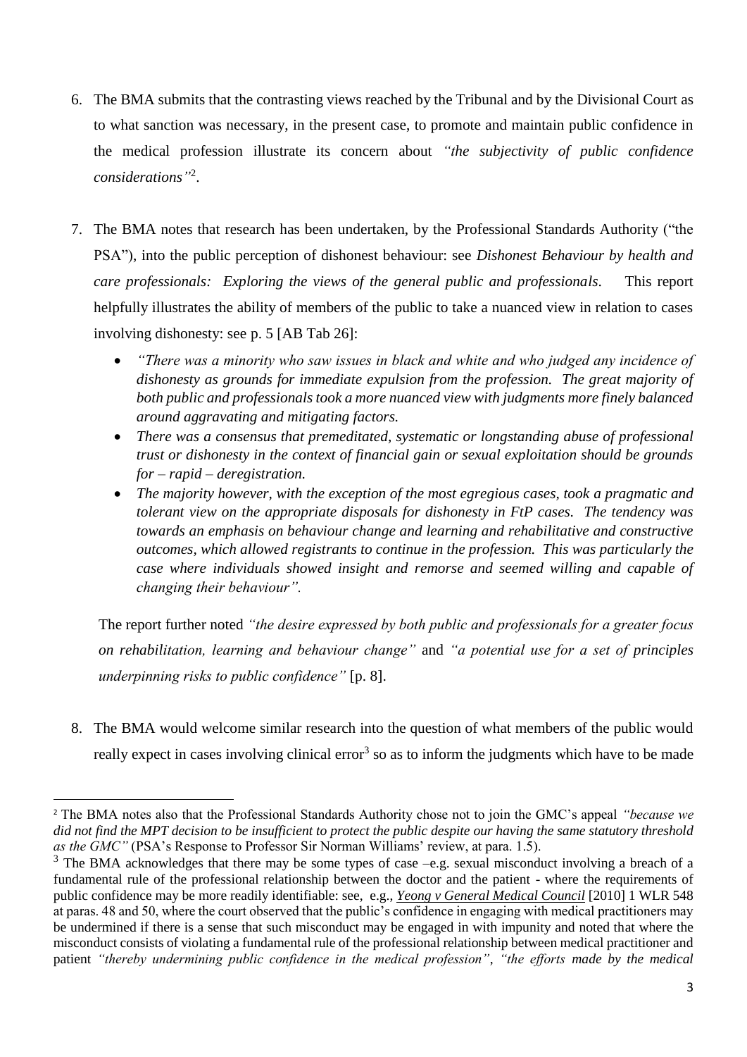6. The BMA submits that the contrasting views reached by the Tribunal and by the Divisional Court as to what sanction was necessary, in the present case, to promote and maintain public confidence in the medical profession illustrate its concern about *"the subjectivity of public confidence considerations"*[2].

7. The BMA notes that research has been undertaken, by the Professional Standards Authority ("the PSA"), into the public perception of dishonest behaviour: see *Dishonest Behaviour by health and care professionals: Exploring the views of the general public and professionals*. This report helpfully illustrates the ability of members of the public to take a nuanced view in relation to cases involving dishonesty: see p. 5 [AB Tab 26]:

   - *"There was a minority who saw issues in black and white and who judged any incidence of dishonesty as grounds for immediate expulsion from the profession. The great majority of both public and professionals took a more nuanced view with judgments more finely balanced around aggravating and mitigating factors.*
   - *There was a consensus that premeditated, systematic or longstanding abuse of professional trust or dishonesty in the context of financial gain or sexual exploitation should be grounds for – rapid – deregistration.*
   - *The majority however, with the exception of the most egregious cases, took a pragmatic and tolerant view on the appropriate disposals for dishonesty in FtP cases. The tendency was towards an emphasis on behaviour change and learning and rehabilitative and constructive outcomes, which allowed registrants to continue in the profession. This was particularly the case where individuals showed insight and remorse and seemed willing and capable of changing their behaviour".*

   The report further noted *"the desire expressed by both public and professionals for a greater focus on rehabilitation, learning and behaviour change"* and *"a potential use for a set of principles underpinning risks to public confidence"* [p. 8].

8. The BMA would welcome similar research into the question of what members of the public would really expect in cases involving clinical error[3] so as to inform the judgments which have to be made

---

[2] The BMA notes also that the Professional Standards Authority chose not to join the GMC's appeal *"because we did not find the MPT decision to be insufficient to protect the public despite our having the same statutory threshold as the GMC"* (PSA's Response to Professor Sir Norman Williams' review, at para. 1.5).

[3] The BMA acknowledges that there may be some types of case –e.g. sexual misconduct involving a breach of a fundamental rule of the professional relationship between the doctor and the patient - where the requirements of public confidence may be more readily identifiable: see, e.g., *Yeong v General Medical Council* [2010] 1 WLR 548 at paras. 48 and 50, where the court observed that the public's confidence in engaging with medical practitioners may be undermined if there is a sense that such misconduct may be engaged in with impunity and noted that where the misconduct consists of violating a fundamental rule of the professional relationship between medical practitioner and patient *"thereby undermining public confidence in the medical profession"*, *"the efforts made by the medical*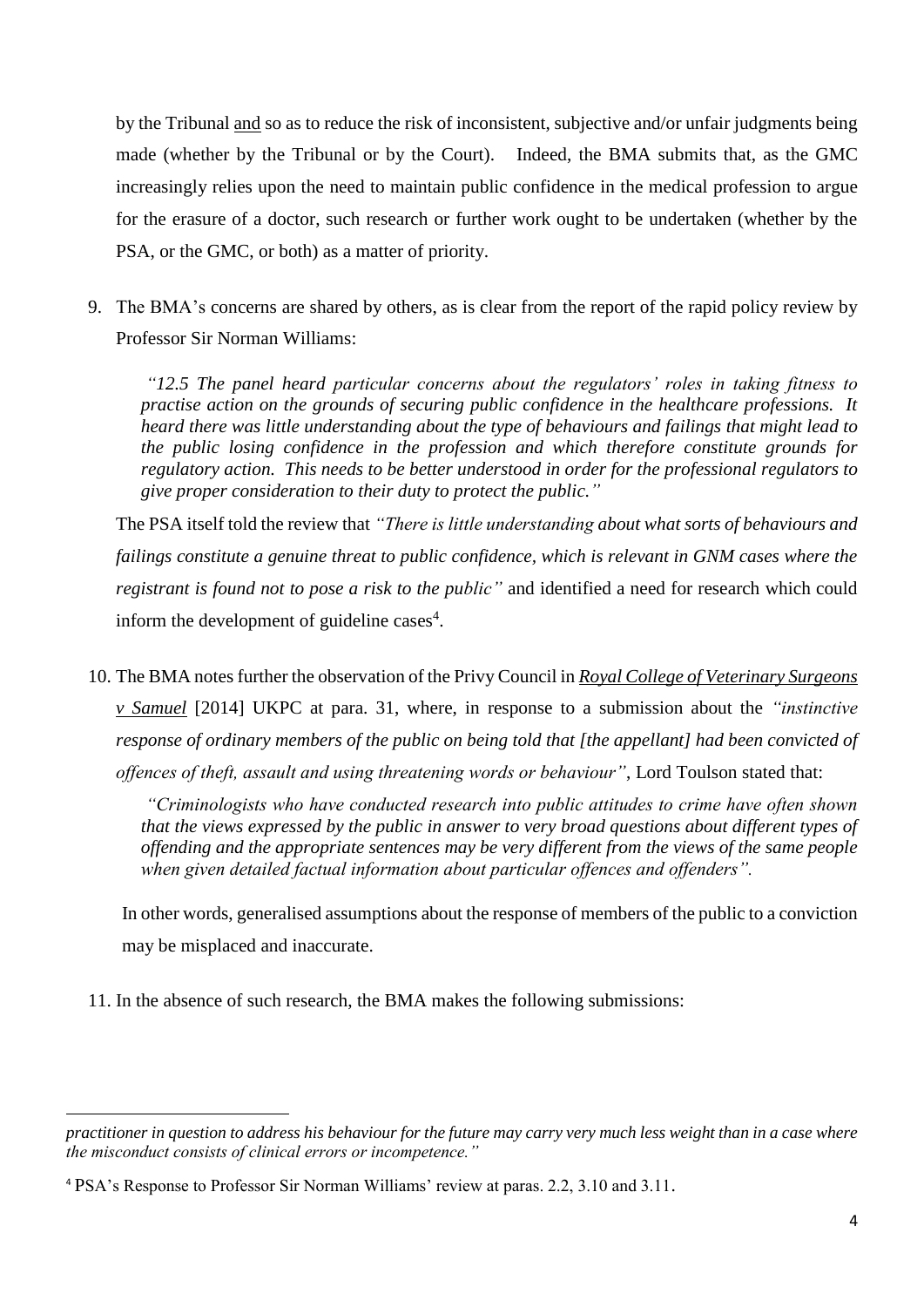by the Tribunal <u>and</u> so as to reduce the risk of inconsistent, subjective and/or unfair judgments being made (whether by the Tribunal or by the Court). Indeed, the BMA submits that, as the GMC increasingly relies upon the need to maintain public confidence in the medical profession to argue for the erasure of a doctor, such research or further work ought to be undertaken (whether by the PSA, or the GMC, or both) as a matter of priority.

9. The BMA's concerns are shared by others, as is clear from the report of the rapid policy review by Professor Sir Norman Williams:

   > *"12.5 The panel heard particular concerns about the regulators' roles in taking fitness to practise action on the grounds of securing public confidence in the healthcare professions. It heard there was little understanding about the type of behaviours and failings that might lead to the public losing confidence in the profession and which therefore constitute grounds for regulatory action. This needs to be better understood in order for the professional regulators to give proper consideration to their duty to protect the public."*

   The PSA itself told the review that *"There is little understanding about what sorts of behaviours and failings constitute a genuine threat to public confidence, which is relevant in GNM cases where the registrant is found not to pose a risk to the public"* and identified a need for research which could inform the development of guideline cases[4].

10. The BMA notes further the observation of the Privy Council in ***<u>Royal College of Veterinary Surgeons v Samuel</u>*** [2014] UKPC at para. 31, where, in response to a submission about the *"instinctive response of ordinary members of the public on being told that [the appellant] had been convicted of offences of theft, assault and using threatening words or behaviour"*, Lord Toulson stated that:

    > *"Criminologists who have conducted research into public attitudes to crime have often shown that the views expressed by the public in answer to very broad questions about different types of offending and the appropriate sentences may be very different from the views of the same people when given detailed factual information about particular offences and offenders".*

    In other words, generalised assumptions about the response of members of the public to a conviction may be misplaced and inaccurate.

11. In the absence of such research, the BMA makes the following submissions:

---

*practitioner in question to address his behaviour for the future may carry very much less weight than in a case where the misconduct consists of clinical errors or incompetence."*

[4] PSA's Response to Professor Sir Norman Williams' review at paras. 2.2, 3.10 and 3.11.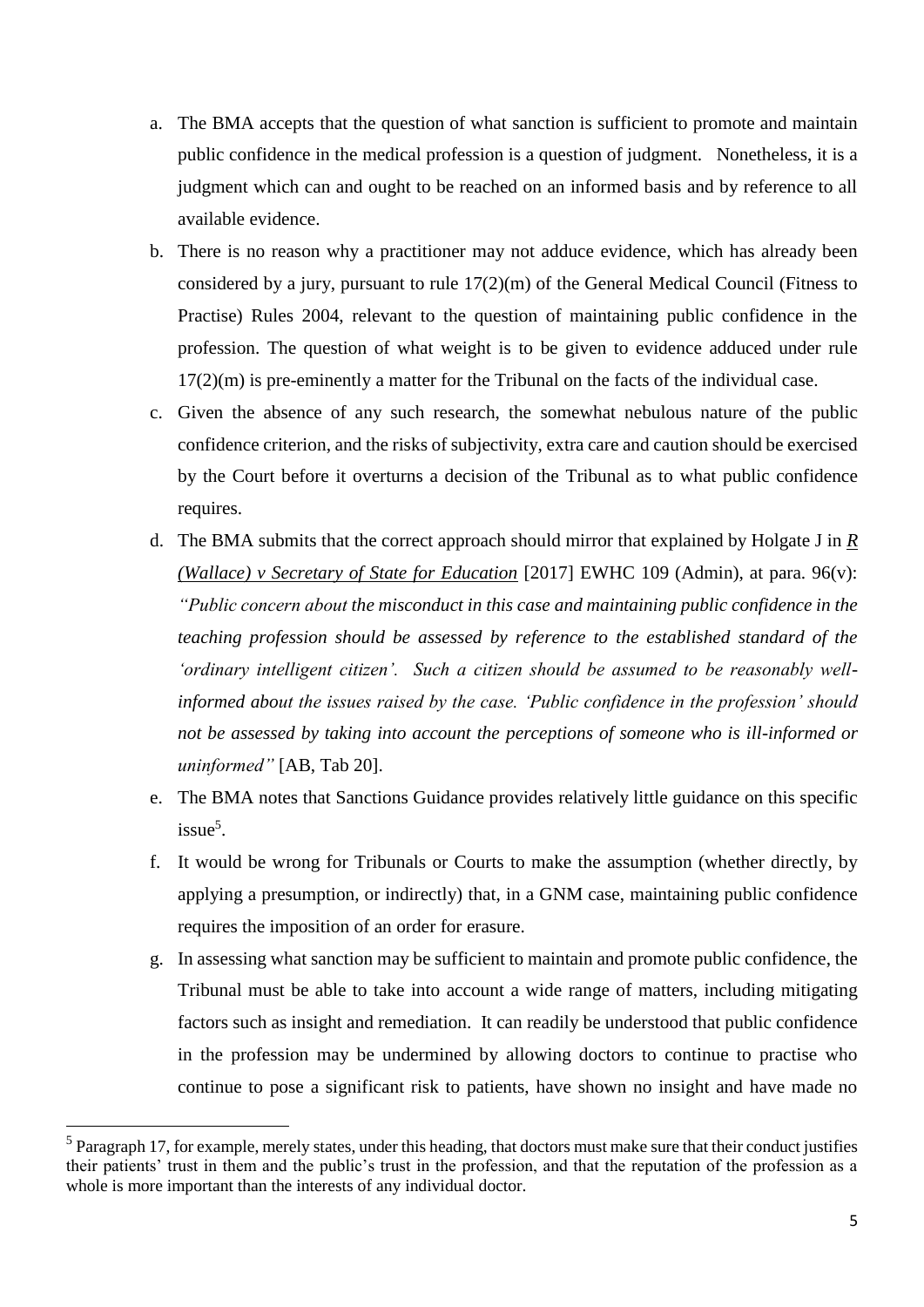a. The BMA accepts that the question of what sanction is sufficient to promote and maintain public confidence in the medical profession is a question of judgment. Nonetheless, it is a judgment which can and ought to be reached on an informed basis and by reference to all available evidence.

b. There is no reason why a practitioner may not adduce evidence, which has already been considered by a jury, pursuant to rule 17(2)(m) of the General Medical Council (Fitness to Practise) Rules 2004, relevant to the question of maintaining public confidence in the profession. The question of what weight is to be given to evidence adduced under rule 17(2)(m) is pre-eminently a matter for the Tribunal on the facts of the individual case.

c. Given the absence of any such research, the somewhat nebulous nature of the public confidence criterion, and the risks of subjectivity, extra care and caution should be exercised by the Court before it overturns a decision of the Tribunal as to what public confidence requires.

d. The BMA submits that the correct approach should mirror that explained by Holgate J in *R (Wallace) v Secretary of State for Education* [2017] EWHC 109 (Admin), at para. 96(v): *"Public concern about the misconduct in this case and maintaining public confidence in the teaching profession should be assessed by reference to the established standard of the 'ordinary intelligent citizen'. Such a citizen should be assumed to be reasonably well-informed about the issues raised by the case. 'Public confidence in the profession' should not be assessed by taking into account the perceptions of someone who is ill-informed or uninformed"* [AB, Tab 20].

e. The BMA notes that Sanctions Guidance provides relatively little guidance on this specific issue[5].

f. It would be wrong for Tribunals or Courts to make the assumption (whether directly, by applying a presumption, or indirectly) that, in a GNM case, maintaining public confidence requires the imposition of an order for erasure.

g. In assessing what sanction may be sufficient to maintain and promote public confidence, the Tribunal must be able to take into account a wide range of matters, including mitigating factors such as insight and remediation. It can readily be understood that public confidence in the profession may be undermined by allowing doctors to continue to practise who continue to pose a significant risk to patients, have shown no insight and have made no

---

[5] Paragraph 17, for example, merely states, under this heading, that doctors must make sure that their conduct justifies their patients' trust in them and the public's trust in the profession, and that the reputation of the profession as a whole is more important than the interests of any individual doctor.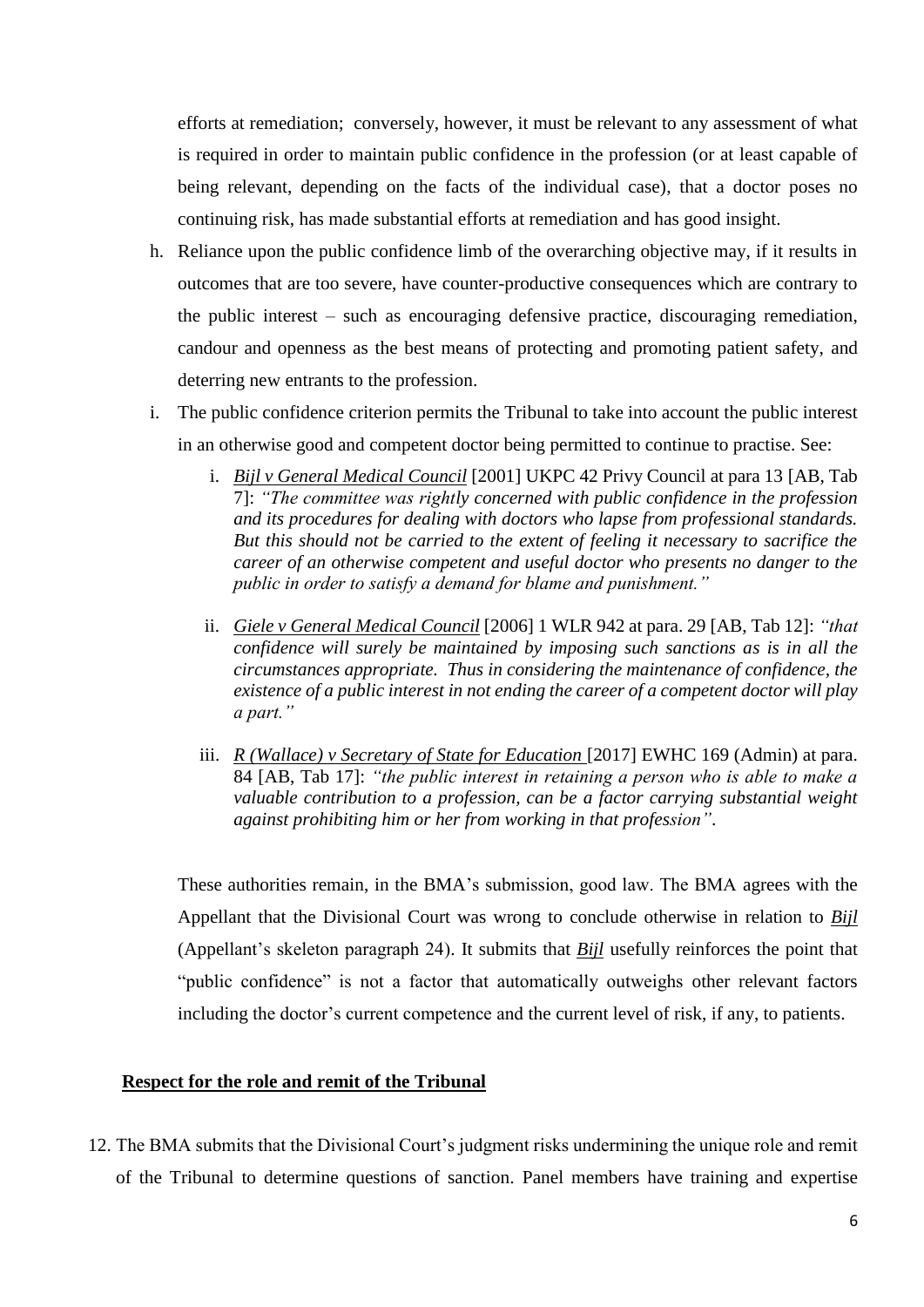efforts at remediation; conversely, however, it must be relevant to any assessment of what is required in order to maintain public confidence in the profession (or at least capable of being relevant, depending on the facts of the individual case), that a doctor poses no continuing risk, has made substantial efforts at remediation and has good insight.

h. Reliance upon the public confidence limb of the overarching objective may, if it results in outcomes that are too severe, have counter-productive consequences which are contrary to the public interest – such as encouraging defensive practice, discouraging remediation, candour and openness as the best means of protecting and promoting patient safety, and deterring new entrants to the profession.

i. The public confidence criterion permits the Tribunal to take into account the public interest in an otherwise good and competent doctor being permitted to continue to practise. See:

   i. ***Bijl v General Medical Council*** [2001] UKPC 42 Privy Council at para 13 [AB, Tab 7]: *"The committee was rightly concerned with public confidence in the profession and its procedures for dealing with doctors who lapse from professional standards. But this should not be carried to the extent of feeling it necessary to sacrifice the career of an otherwise competent and useful doctor who presents no danger to the public in order to satisfy a demand for blame and punishment."*

   ii. ***Giele v General Medical Council*** [2006] 1 WLR 942 at para. 29 [AB, Tab 12]: *"that confidence will surely be maintained by imposing such sanctions as is in all the circumstances appropriate. Thus in considering the maintenance of confidence, the existence of a public interest in not ending the career of a competent doctor will play a part."*

   iii. ***R (Wallace) v Secretary of State for Education*** [2017] EWHC 169 (Admin) at para. 84 [AB, Tab 17]: *"the public interest in retaining a person who is able to make a valuable contribution to a profession, can be a factor carrying substantial weight against prohibiting him or her from working in that profession"*.

These authorities remain, in the BMA's submission, good law. The BMA agrees with the Appellant that the Divisional Court was wrong to conclude otherwise in relation to ***Bijl*** (Appellant's skeleton paragraph 24). It submits that ***Bijl*** usefully reinforces the point that "public confidence" is not a factor that automatically outweighs other relevant factors including the doctor's current competence and the current level of risk, if any, to patients.

**Respect for the role and remit of the Tribunal**

12. The BMA submits that the Divisional Court's judgment risks undermining the unique role and remit of the Tribunal to determine questions of sanction. Panel members have training and expertise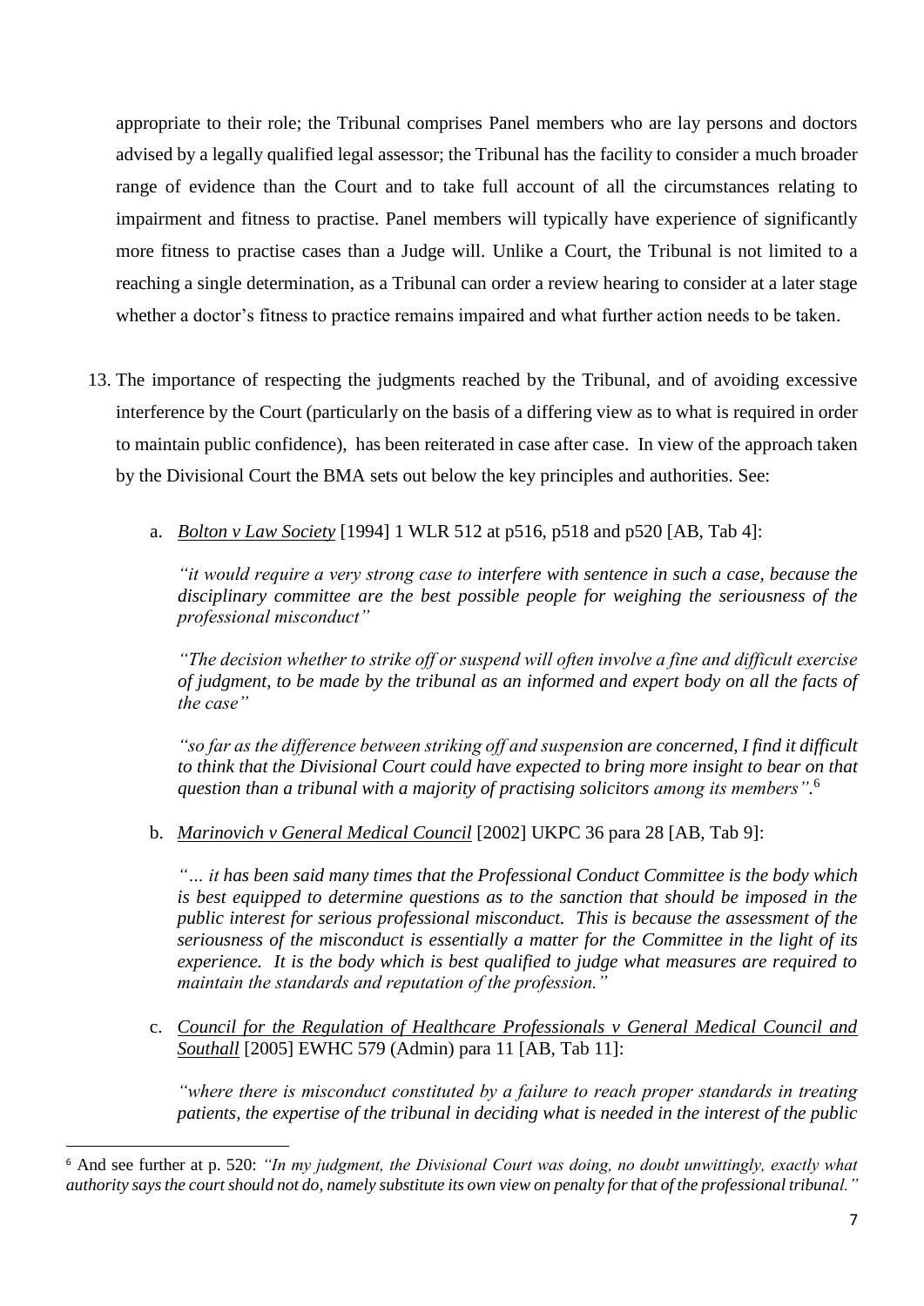appropriate to their role; the Tribunal comprises Panel members who are lay persons and doctors advised by a legally qualified legal assessor; the Tribunal has the facility to consider a much broader range of evidence than the Court and to take full account of all the circumstances relating to impairment and fitness to practise. Panel members will typically have experience of significantly more fitness to practise cases than a Judge will. Unlike a Court, the Tribunal is not limited to a reaching a single determination, as a Tribunal can order a review hearing to consider at a later stage whether a doctor's fitness to practice remains impaired and what further action needs to be taken.

13. The importance of respecting the judgments reached by the Tribunal, and of avoiding excessive interference by the Court (particularly on the basis of a differing view as to what is required in order to maintain public confidence), has been reiterated in case after case. In view of the approach taken by the Divisional Court the BMA sets out below the key principles and authorities. See:

    a. *Bolton v Law Society* [1994] 1 WLR 512 at p516, p518 and p520 [AB, Tab 4]:

       *"it would require a very strong case to interfere with sentence in such a case, because the disciplinary committee are the best possible people for weighing the seriousness of the professional misconduct"*

       *"The decision whether to strike off or suspend will often involve a fine and difficult exercise of judgment, to be made by the tribunal as an informed and expert body on all the facts of the case"*

       *"so far as the difference between striking off and suspension are concerned, I find it difficult to think that the Divisional Court could have expected to bring more insight to bear on that question than a tribunal with a majority of practising solicitors among its members"*.[6]

    b. *Marinovich v General Medical Council* [2002] UKPC 36 para 28 [AB, Tab 9]:

       *"… it has been said many times that the Professional Conduct Committee is the body which is best equipped to determine questions as to the sanction that should be imposed in the public interest for serious professional misconduct. This is because the assessment of the seriousness of the misconduct is essentially a matter for the Committee in the light of its experience. It is the body which is best qualified to judge what measures are required to maintain the standards and reputation of the profession."*

    c. *Council for the Regulation of Healthcare Professionals v General Medical Council and Southall* [2005] EWHC 579 (Admin) para 11 [AB, Tab 11]:

       *"where there is misconduct constituted by a failure to reach proper standards in treating patients, the expertise of the tribunal in deciding what is needed in the interest of the public*

---

[6] And see further at p. 520: *"In my judgment, the Divisional Court was doing, no doubt unwittingly, exactly what authority says the court should not do, namely substitute its own view on penalty for that of the professional tribunal."*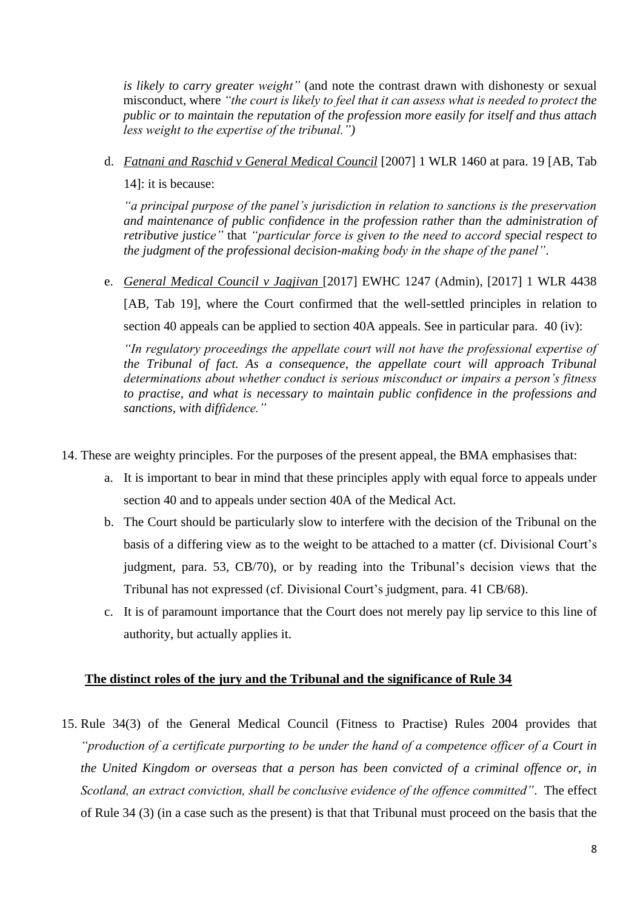*is likely to carry greater weight"* (and note the contrast drawn with dishonesty or sexual misconduct, where *"the court is likely to feel that it can assess what is needed to protect the public or to maintain the reputation of the profession more easily for itself and thus attach less weight to the expertise of the tribunal.")*

d. *Fatnani and Raschid v General Medical Council* [2007] 1 WLR 1460 at para. 19 [AB, Tab 14]: it is because:

*"a principal purpose of the panel's jurisdiction in relation to sanctions is the preservation and maintenance of public confidence in the profession rather than the administration of retributive justice"* that *"particular force is given to the need to accord special respect to the judgment of the professional decision-making body in the shape of the panel"*.

e. *General Medical Council v Jagjivan* [2017] EWHC 1247 (Admin), [2017] 1 WLR 4438 [AB, Tab 19], where the Court confirmed that the well-settled principles in relation to section 40 appeals can be applied to section 40A appeals. See in particular para. 40 (iv):

*"In regulatory proceedings the appellate court will not have the professional expertise of the Tribunal of fact. As a consequence, the appellate court will approach Tribunal determinations about whether conduct is serious misconduct or impairs a person's fitness to practise, and what is necessary to maintain public confidence in the professions and sanctions, with diffidence."*

14. These are weighty principles. For the purposes of the present appeal, the BMA emphasises that:

a. It is important to bear in mind that these principles apply with equal force to appeals under section 40 and to appeals under section 40A of the Medical Act.

b. The Court should be particularly slow to interfere with the decision of the Tribunal on the basis of a differing view as to the weight to be attached to a matter (cf. Divisional Court's judgment, para. 53, CB/70), or by reading into the Tribunal's decision views that the Tribunal has not expressed (cf. Divisional Court's judgment, para. 41 CB/68).

c. It is of paramount importance that the Court does not merely pay lip service to this line of authority, but actually applies it.

**The distinct roles of the jury and the Tribunal and the significance of Rule 34**

15. Rule 34(3) of the General Medical Council (Fitness to Practise) Rules 2004 provides that *"production of a certificate purporting to be under the hand of a competence officer of a Court in the United Kingdom or overseas that a person has been convicted of a criminal offence or, in Scotland, an extract conviction, shall be conclusive evidence of the offence committed"*. The effect of Rule 34 (3) (in a case such as the present) is that that Tribunal must proceed on the basis that the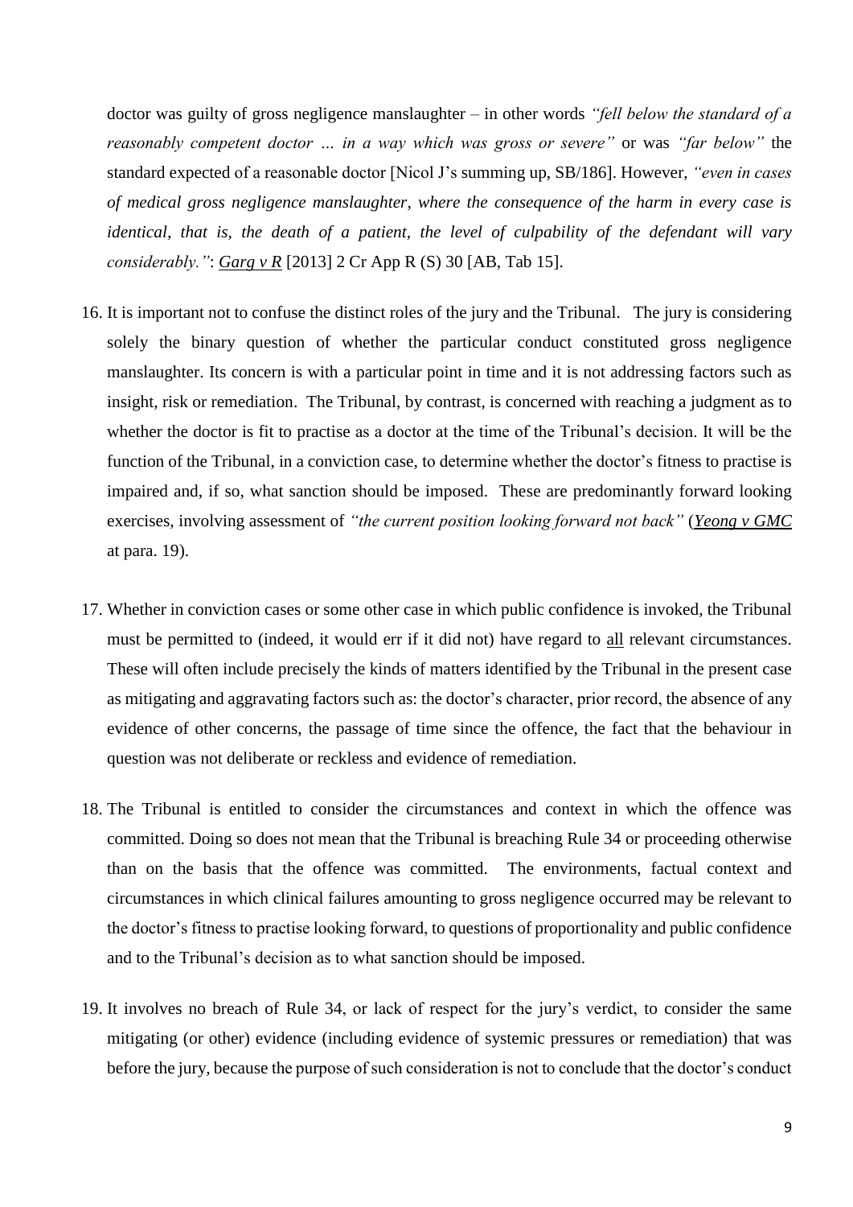doctor was guilty of gross negligence manslaughter – in other words *"fell below the standard of a reasonably competent doctor … in a way which was gross or severe"* or was *"far below"* the standard expected of a reasonable doctor [Nicol J's summing up, SB/186]. However, *"even in cases of medical gross negligence manslaughter, where the consequence of the harm in every case is identical, that is, the death of a patient, the level of culpability of the defendant will vary considerably."*: ***Garg v R*** [2013] 2 Cr App R (S) 30 [AB, Tab 15].

16. It is important not to confuse the distinct roles of the jury and the Tribunal. The jury is considering solely the binary question of whether the particular conduct constituted gross negligence manslaughter. Its concern is with a particular point in time and it is not addressing factors such as insight, risk or remediation. The Tribunal, by contrast, is concerned with reaching a judgment as to whether the doctor is fit to practise as a doctor at the time of the Tribunal's decision. It will be the function of the Tribunal, in a conviction case, to determine whether the doctor's fitness to practise is impaired and, if so, what sanction should be imposed. These are predominantly forward looking exercises, involving assessment of *"the current position looking forward not back"* (*Yeong v GMC* at para. 19).

17. Whether in conviction cases or some other case in which public confidence is invoked, the Tribunal must be permitted to (indeed, it would err if it did not) have regard to all relevant circumstances. These will often include precisely the kinds of matters identified by the Tribunal in the present case as mitigating and aggravating factors such as: the doctor's character, prior record, the absence of any evidence of other concerns, the passage of time since the offence, the fact that the behaviour in question was not deliberate or reckless and evidence of remediation.

18. The Tribunal is entitled to consider the circumstances and context in which the offence was committed. Doing so does not mean that the Tribunal is breaching Rule 34 or proceeding otherwise than on the basis that the offence was committed. The environments, factual context and circumstances in which clinical failures amounting to gross negligence occurred may be relevant to the doctor's fitness to practise looking forward, to questions of proportionality and public confidence and to the Tribunal's decision as to what sanction should be imposed.

19. It involves no breach of Rule 34, or lack of respect for the jury's verdict, to consider the same mitigating (or other) evidence (including evidence of systemic pressures or remediation) that was before the jury, because the purpose of such consideration is not to conclude that the doctor's conduct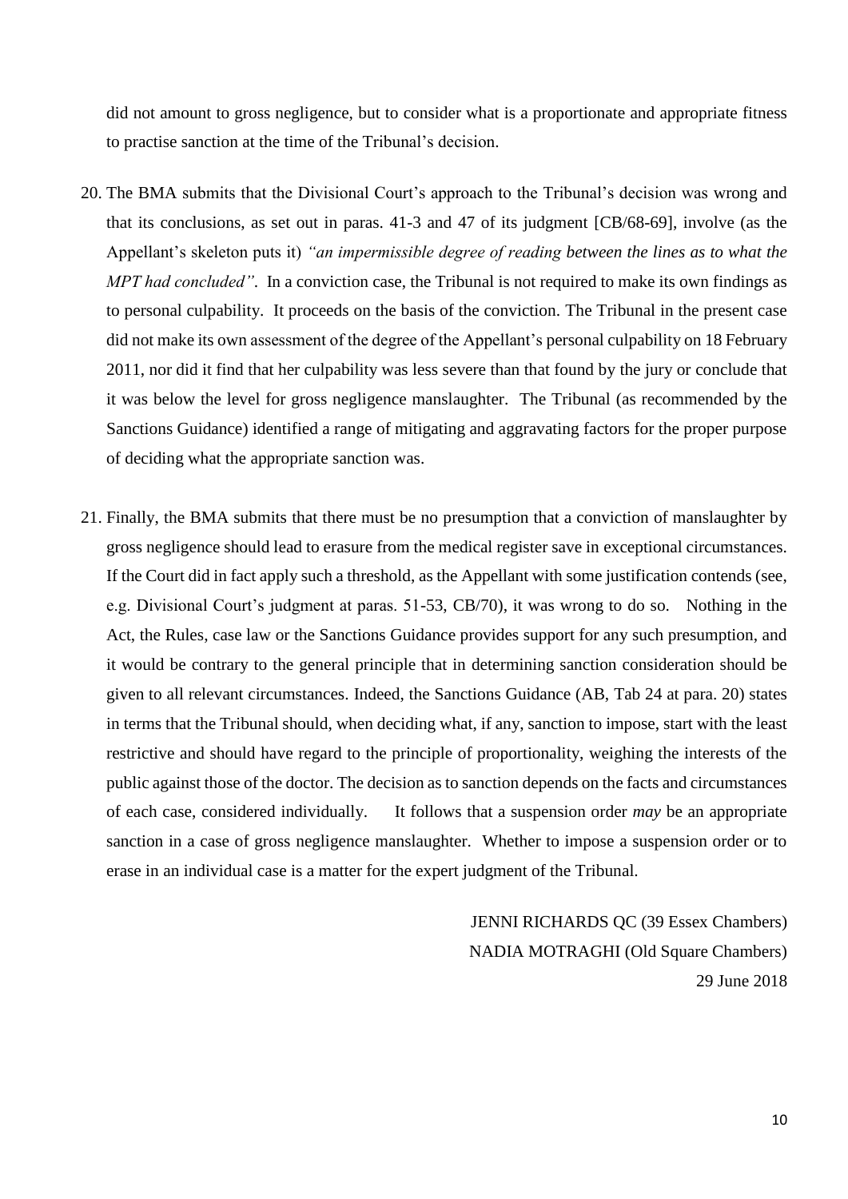did not amount to gross negligence, but to consider what is a proportionate and appropriate fitness to practise sanction at the time of the Tribunal's decision.

20. The BMA submits that the Divisional Court's approach to the Tribunal's decision was wrong and that its conclusions, as set out in paras. 41-3 and 47 of its judgment [CB/68-69], involve (as the Appellant's skeleton puts it) *"an impermissible degree of reading between the lines as to what the MPT had concluded"*. In a conviction case, the Tribunal is not required to make its own findings as to personal culpability. It proceeds on the basis of the conviction. The Tribunal in the present case did not make its own assessment of the degree of the Appellant's personal culpability on 18 February 2011, nor did it find that her culpability was less severe than that found by the jury or conclude that it was below the level for gross negligence manslaughter. The Tribunal (as recommended by the Sanctions Guidance) identified a range of mitigating and aggravating factors for the proper purpose of deciding what the appropriate sanction was.

21. Finally, the BMA submits that there must be no presumption that a conviction of manslaughter by gross negligence should lead to erasure from the medical register save in exceptional circumstances. If the Court did in fact apply such a threshold, as the Appellant with some justification contends (see, e.g. Divisional Court's judgment at paras. 51-53, CB/70), it was wrong to do so. Nothing in the Act, the Rules, case law or the Sanctions Guidance provides support for any such presumption, and it would be contrary to the general principle that in determining sanction consideration should be given to all relevant circumstances. Indeed, the Sanctions Guidance (AB, Tab 24 at para. 20) states in terms that the Tribunal should, when deciding what, if any, sanction to impose, start with the least restrictive and should have regard to the principle of proportionality, weighing the interests of the public against those of the doctor. The decision as to sanction depends on the facts and circumstances of each case, considered individually. It follows that a suspension order *may* be an appropriate sanction in a case of gross negligence manslaughter. Whether to impose a suspension order or to erase in an individual case is a matter for the expert judgment of the Tribunal.

JENNI RICHARDS QC (39 Essex Chambers)
NADIA MOTRAGHI (Old Square Chambers)
29 June 2018